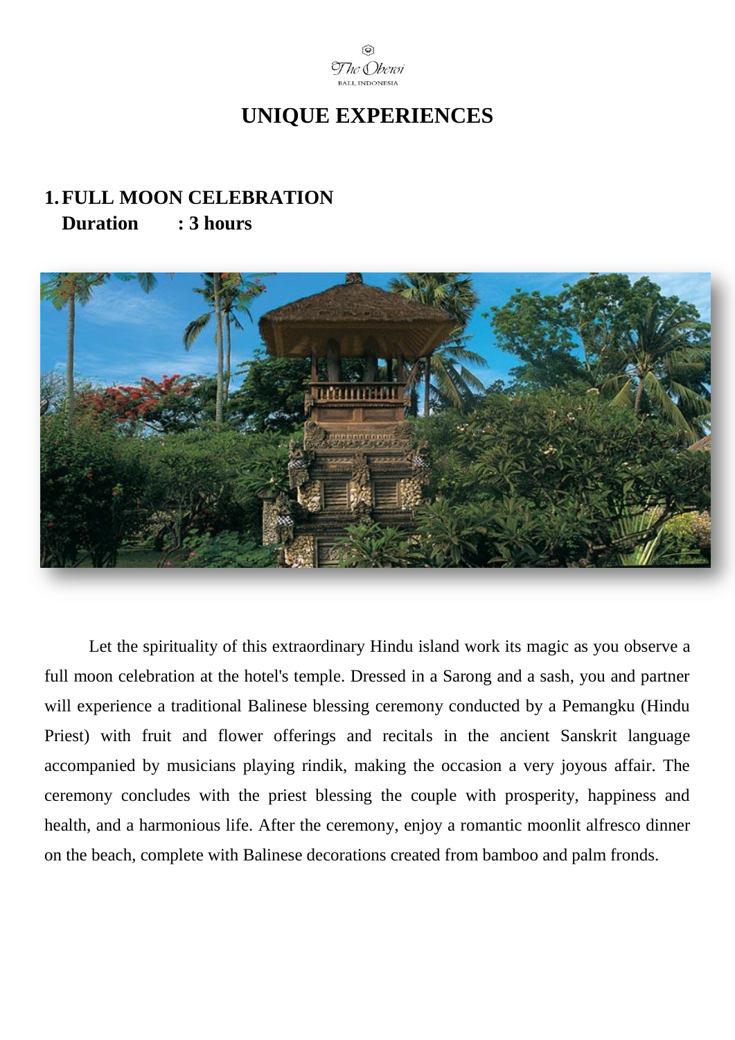The Oberoi
BALI, INDONESIA

# UNIQUE EXPERIENCES

## 1. FULL MOON CELEBRATION

**Duration : 3 hours**

Let the spirituality of this extraordinary Hindu island work its magic as you observe a full moon celebration at the hotel's temple. Dressed in a Sarong and a sash, you and partner will experience a traditional Balinese blessing ceremony conducted by a Pemangku (Hindu Priest) with fruit and flower offerings and recitals in the ancient Sanskrit language accompanied by musicians playing rindik, making the occasion a very joyous affair. The ceremony concludes with the priest blessing the couple with prosperity, happiness and health, and a harmonious life. After the ceremony, enjoy a romantic moonlit alfresco dinner on the beach, complete with Balinese decorations created from bamboo and palm fronds.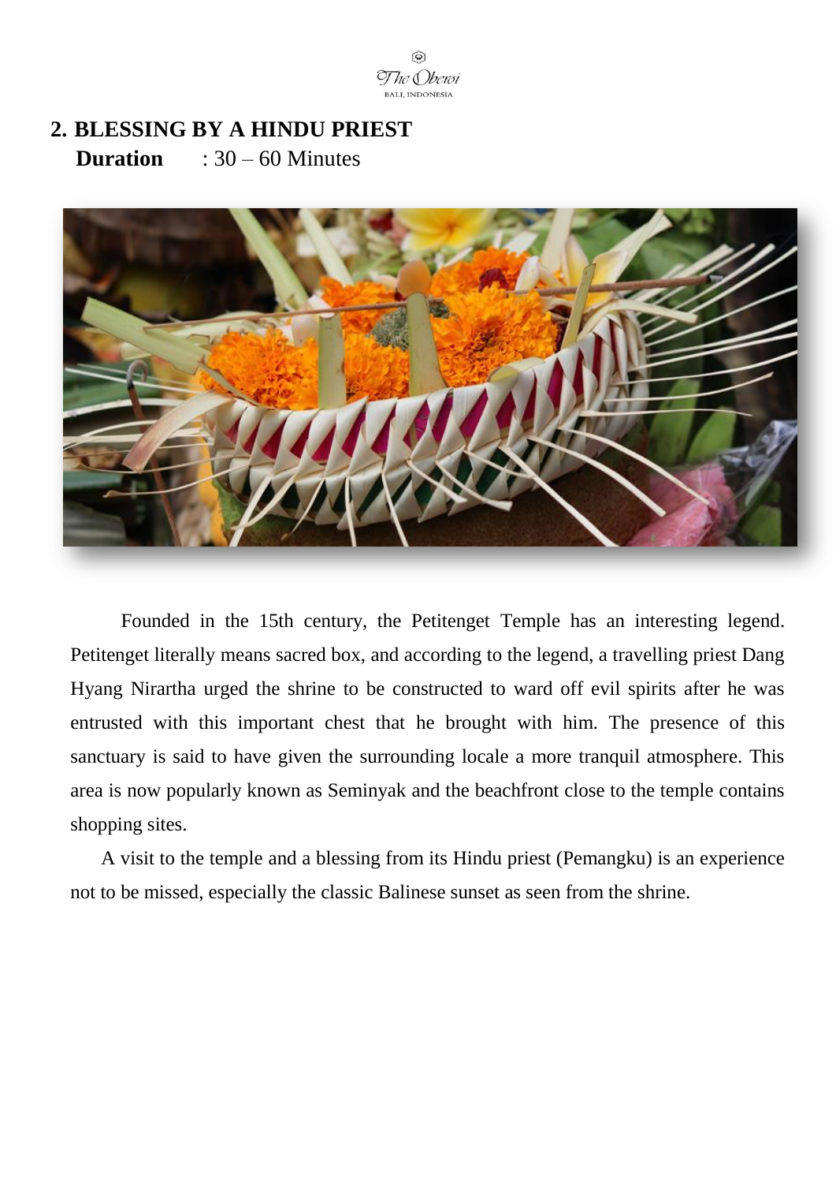## 2. BLESSING BY A HINDU PRIEST

**Duration** : 30 – 60 Minutes

Founded in the 15th century, the Petitenget Temple has an interesting legend. Petitenget literally means sacred box, and according to the legend, a travelling priest Dang Hyang Nirartha urged the shrine to be constructed to ward off evil spirits after he was entrusted with this important chest that he brought with him. The presence of this sanctuary is said to have given the surrounding locale a more tranquil atmosphere. This area is now popularly known as Seminyak and the beachfront close to the temple contains shopping sites.

A visit to the temple and a blessing from its Hindu priest (Pemangku) is an experience not to be missed, especially the classic Balinese sunset as seen from the shrine.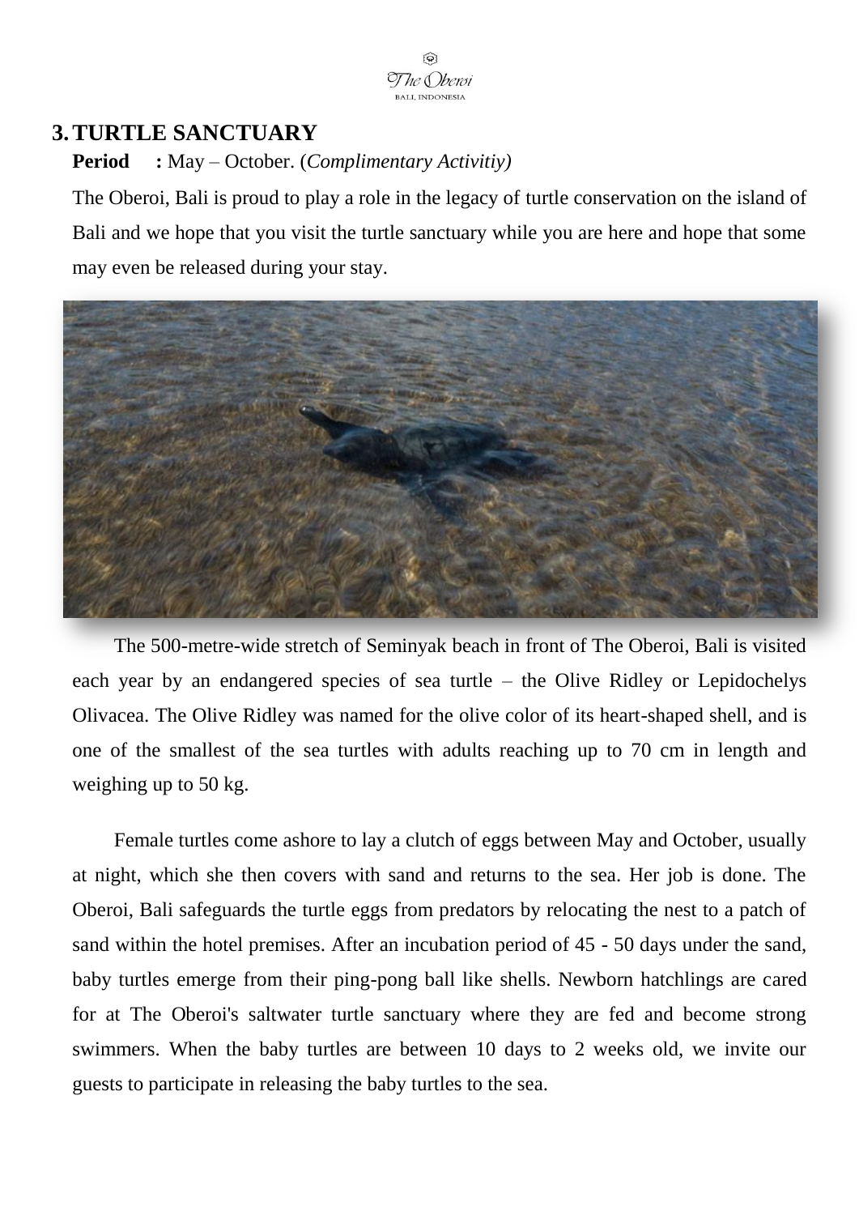## 3. TURTLE SANCTUARY

**Period** **:** May – October. (*Complimentary Activitiy)*

The Oberoi, Bali is proud to play a role in the legacy of turtle conservation on the island of Bali and we hope that you visit the turtle sanctuary while you are here and hope that some may even be released during your stay.

The 500-metre-wide stretch of Seminyak beach in front of The Oberoi, Bali is visited each year by an endangered species of sea turtle – the Olive Ridley or Lepidochelys Olivacea. The Olive Ridley was named for the olive color of its heart-shaped shell, and is one of the smallest of the sea turtles with adults reaching up to 70 cm in length and weighing up to 50 kg.

Female turtles come ashore to lay a clutch of eggs between May and October, usually at night, which she then covers with sand and returns to the sea. Her job is done. The Oberoi, Bali safeguards the turtle eggs from predators by relocating the nest to a patch of sand within the hotel premises. After an incubation period of 45 - 50 days under the sand, baby turtles emerge from their ping-pong ball like shells. Newborn hatchlings are cared for at The Oberoi's saltwater turtle sanctuary where they are fed and become strong swimmers. When the baby turtles are between 10 days to 2 weeks old, we invite our guests to participate in releasing the baby turtles to the sea.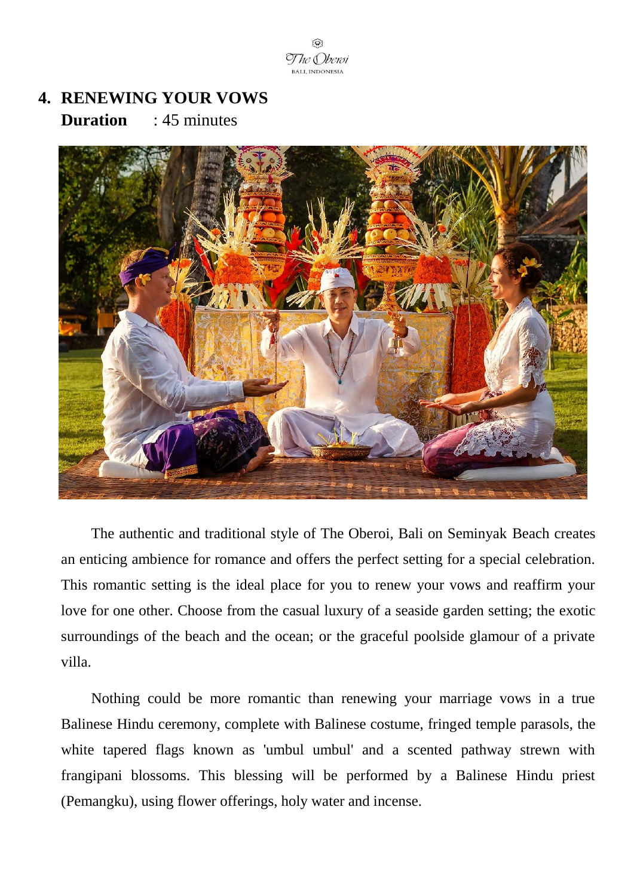## 4. RENEWING YOUR VOWS

**Duration** : 45 minutes

The authentic and traditional style of The Oberoi, Bali on Seminyak Beach creates an enticing ambience for romance and offers the perfect setting for a special celebration. This romantic setting is the ideal place for you to renew your vows and reaffirm your love for one other. Choose from the casual luxury of a seaside garden setting; the exotic surroundings of the beach and the ocean; or the graceful poolside glamour of a private villa.

Nothing could be more romantic than renewing your marriage vows in a true Balinese Hindu ceremony, complete with Balinese costume, fringed temple parasols, the white tapered flags known as 'umbul umbul' and a scented pathway strewn with frangipani blossoms. This blessing will be performed by a Balinese Hindu priest (Pemangku), using flower offerings, holy water and incense.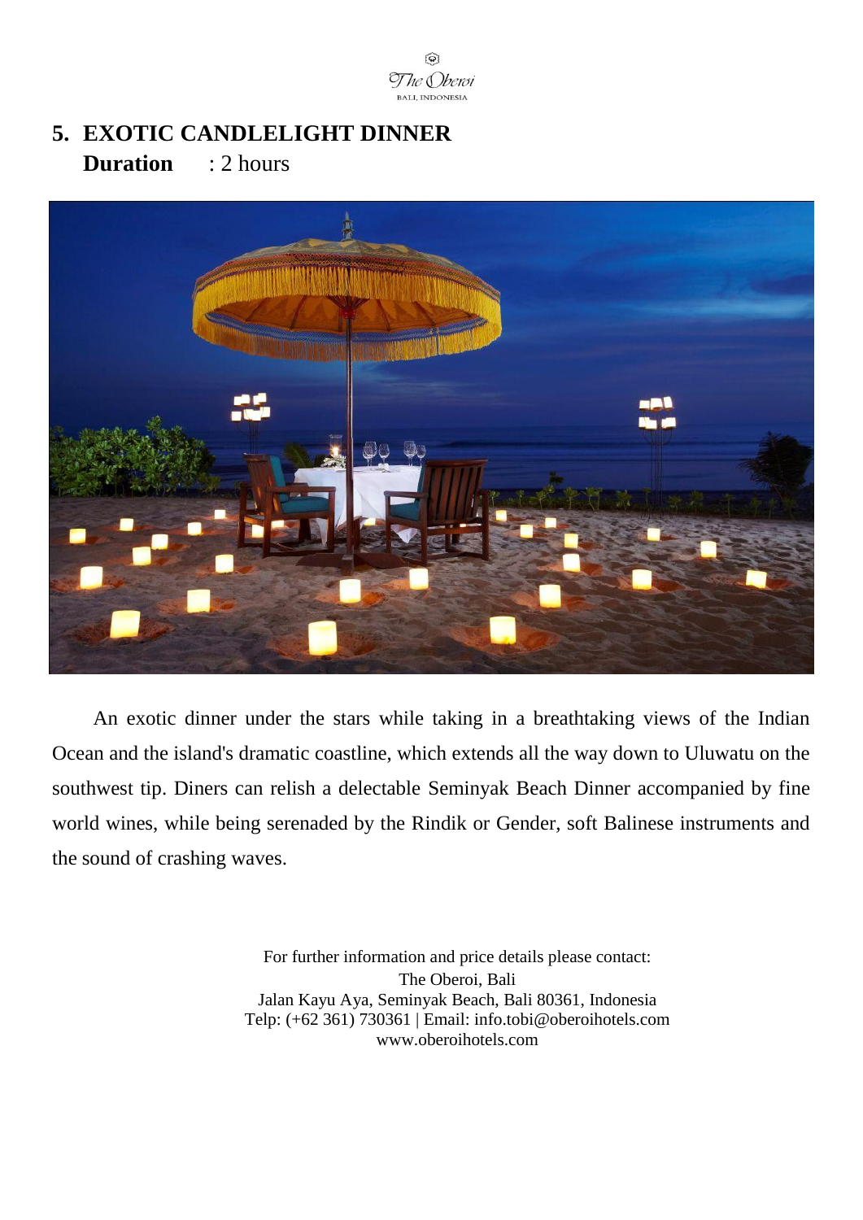## 5. EXOTIC CANDLELIGHT DINNER

**Duration** : 2 hours

An exotic dinner under the stars while taking in a breathtaking views of the Indian Ocean and the island's dramatic coastline, which extends all the way down to Uluwatu on the southwest tip. Diners can relish a delectable Seminyak Beach Dinner accompanied by fine world wines, while being serenaded by the Rindik or Gender, soft Balinese instruments and the sound of crashing waves.

For further information and price details please contact:
The Oberoi, Bali
Jalan Kayu Aya, Seminyak Beach, Bali 80361, Indonesia
Telp: (+62 361) 730361 | Email: info.tobi@oberoihotels.com
www.oberoihotels.com